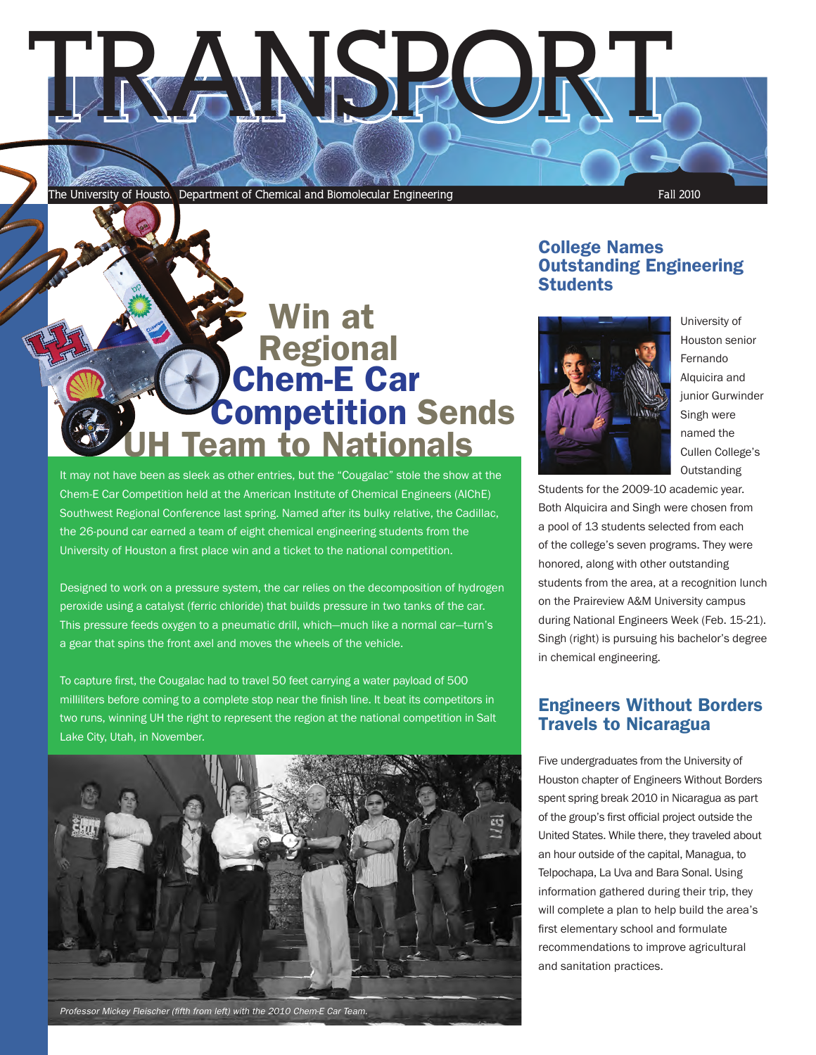# TRANSPORT

The University of Houston Department of Chemical and Biomolecular Engineering

Fall 2010

## Win at Regional Chem-E Car Competition Sends UH Team to Nationals

It may not have been as sleek as other entries, but the "Cougalac" stole the show at the Chem-E Car Competition held at the American Institute of Chemical Engineers (AIChE) Southwest Regional Conference last spring. Named after its bulky relative, the Cadillac, the 26-pound car earned a team of eight chemical engineering students from the University of Houston a first place win and a ticket to the national competition.

Designed to work on a pressure system, the car relies on the decomposition of hydrogen peroxide using a catalyst (ferric chloride) that builds pressure in two tanks of the car. This pressure feeds oxygen to a pneumatic drill, which—much like a normal car—turn's a gear that spins the front axel and moves the wheels of the vehicle.

To capture first, the Cougalac had to travel 50 feet carrying a water payload of 500 milliliters before coming to a complete stop near the finish line. It beat its competitors in two runs, winning UH the right to represent the region at the national competition in Salt Lake City, Utah, in November.

*Professor Mickey Fleischer (fifth from left) with the 2010 Chem-E Car Team.*

## College Names Outstanding Engineering Students

University of Houston senior Fernando Alquicira and junior Gurwinder Singh were named the Cullen College's Outstanding Students for the 2009-10 academic year. Both Alquicira and Singh were chosen from a pool of 13 students selected from each of the college's seven programs. They were honored, along with other outstanding students from the area, at a recognition lunch on the Praireview A&M University campus during National Engineers Week (Feb. 15-21). Singh (right) is pursuing his bachelor's degree in chemical engineering.

## Engineers Without Borders Travels to Nicaragua

Five undergraduates from the University of Houston chapter of Engineers Without Borders spent spring break 2010 in Nicaragua as part of the group's first official project outside the United States. While there, they traveled about an hour outside of the capital, Managua, to Telpochapa, La Uva and Bara Sonal. Using information gathered during their trip, they will complete a plan to help build the area's first elementary school and formulate recommendations to improve agricultural and sanitation practices.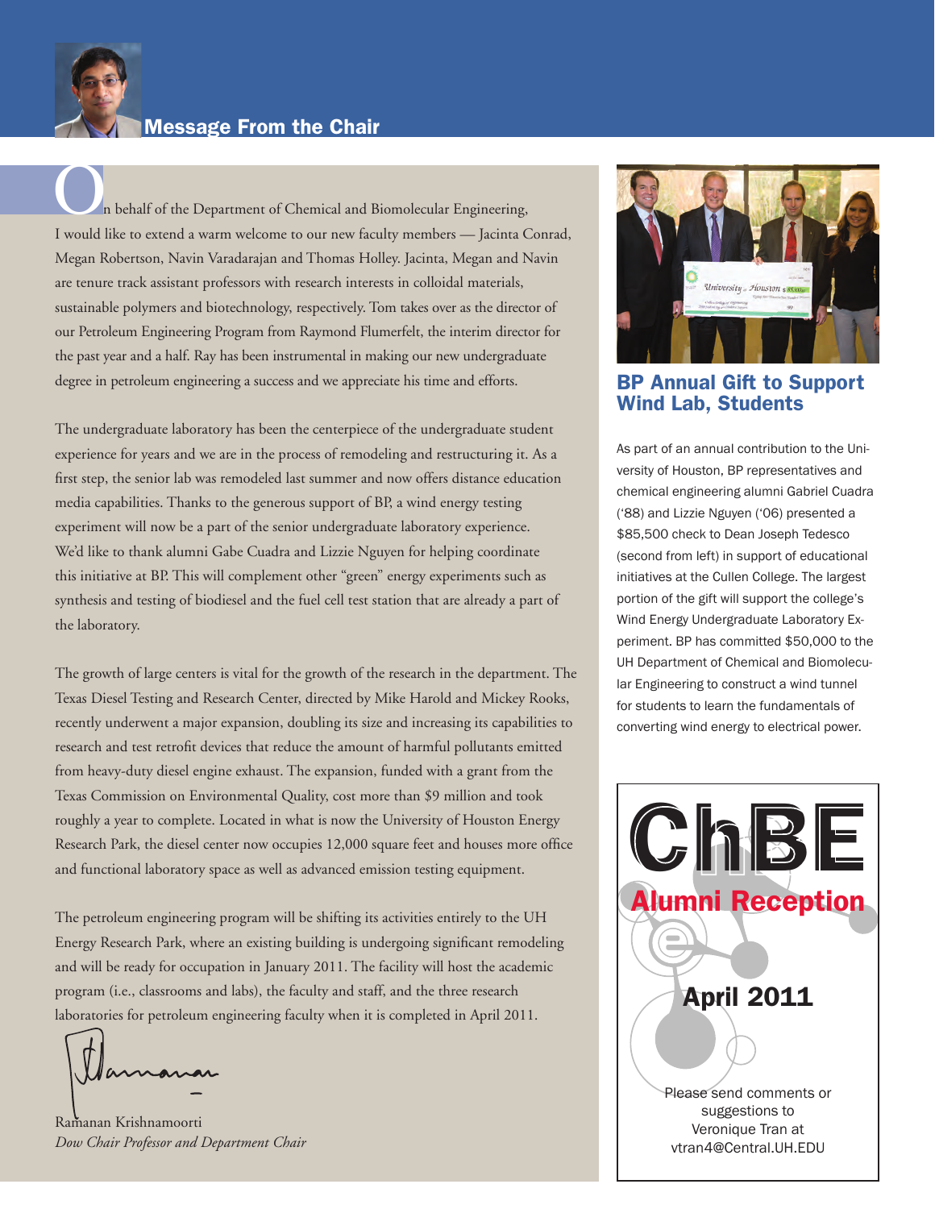## Message From the Chair

On behalf of the Department of Chemical and Biomolecular Engineering, I would like to extend a warm welcome to our new faculty members — Jacinta Conrad, Megan Robertson, Navin Varadarajan and Thomas Holley. Jacinta, Megan and Navin are tenure track assistant professors with research interests in colloidal materials, sustainable polymers and biotechnology, respectively. Tom takes over as the director of our Petroleum Engineering Program from Raymond Flumerfelt, the interim director for the past year and a half. Ray has been instrumental in making our new undergraduate degree in petroleum engineering a success and we appreciate his time and efforts.

The undergraduate laboratory has been the centerpiece of the undergraduate student experience for years and we are in the process of remodeling and restructuring it. As a first step, the senior lab was remodeled last summer and now offers distance education media capabilities. Thanks to the generous support of BP, a wind energy testing experiment will now be a part of the senior undergraduate laboratory experience. We'd like to thank alumni Gabe Cuadra and Lizzie Nguyen for helping coordinate this initiative at BP. This will complement other "green" energy experiments such as synthesis and testing of biodiesel and the fuel cell test station that are already a part of the laboratory.

The growth of large centers is vital for the growth of the research in the department. The Texas Diesel Testing and Research Center, directed by Mike Harold and Mickey Rooks, recently underwent a major expansion, doubling its size and increasing its capabilities to research and test retrofit devices that reduce the amount of harmful pollutants emitted from heavy-duty diesel engine exhaust. The expansion, funded with a grant from the Texas Commission on Environmental Quality, cost more than $9 million and took roughly a year to complete. Located in what is now the University of Houston Energy Research Park, the diesel center now occupies 12,000 square feet and houses more office and functional laboratory space as well as advanced emission testing equipment.

The petroleum engineering program will be shifting its activities entirely to the UH Energy Research Park, where an existing building is undergoing significant remodeling and will be ready for occupation in January 2011. The facility will host the academic program (i.e., classrooms and labs), the faculty and staff, and the three research laboratories for petroleum engineering faculty when it is completed in April 2011.

Ramanan Krishnamoorti
*Dow Chair Professor and Department Chair*

## BP Annual Gift to Support Wind Lab, Students

As part of an annual contribution to the University of Houston, BP representatives and chemical engineering alumni Gabriel Cuadra ('88) and Lizzie Nguyen ('06) presented a $85,500 check to Dean Joseph Tedesco (second from left) in support of educational initiatives at the Cullen College. The largest portion of the gift will support the college's Wind Energy Undergraduate Laboratory Experiment. BP has committed $50,000 to the UH Department of Chemical and Biomolecular Engineering to construct a wind tunnel for students to learn the fundamentals of converting wind energy to electrical power.

## ChBE Alumni Reception

**April 2011**

Please send comments or suggestions to Veronique Tran at vtran4@Central.UH.EDU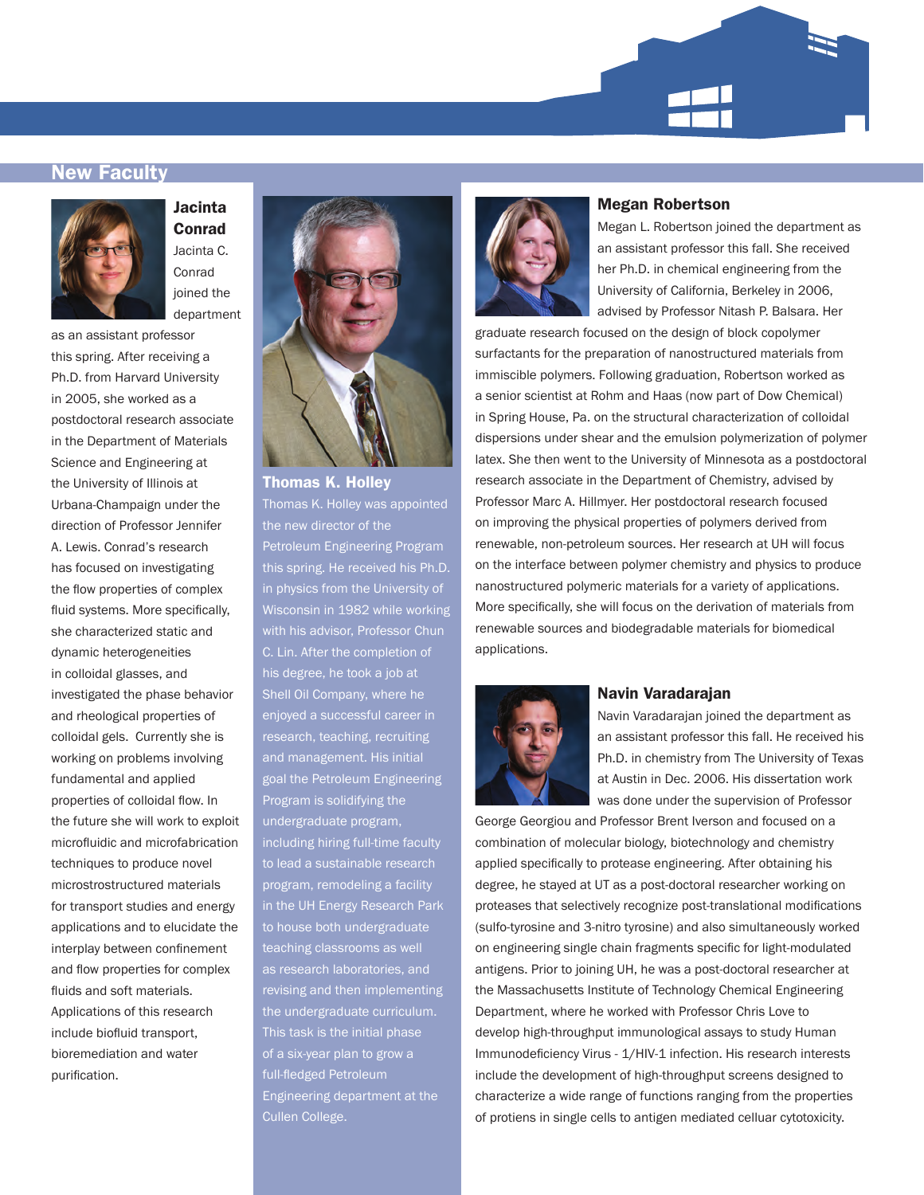## New Faculty

### Jacinta Conrad

Jacinta C. Conrad joined the department as an assistant professor this spring. After receiving a Ph.D. from Harvard University in 2005, she worked as a postdoctoral research associate in the Department of Materials Science and Engineering at the University of Illinois at Urbana-Champaign under the direction of Professor Jennifer A. Lewis. Conrad's research has focused on investigating the flow properties of complex fluid systems. More specifically, she characterized static and dynamic heterogeneities in colloidal glasses, and investigated the phase behavior and rheological properties of colloidal gels. Currently she is working on problems involving fundamental and applied properties of colloidal flow. In the future she will work to exploit microfluidic and microfabrication techniques to produce novel microstrostructured materials for transport studies and energy applications and to elucidate the interplay between confinement and flow properties for complex fluids and soft materials. Applications of this research include biofluid transport, bioremediation and water purification.

### Thomas K. Holley

Thomas K. Holley was appointed the new director of the Petroleum Engineering Program this spring. He received his Ph.D. in physics from the University of Wisconsin in 1982 while working with his advisor, Professor Chun C. Lin. After the completion of his degree, he took a job at Shell Oil Company, where he enjoyed a successful career in research, teaching, recruiting and management. His initial goal the Petroleum Engineering Program is solidifying the undergraduate program, including hiring full-time faculty to lead a sustainable research program, remodeling a facility in the UH Energy Research Park to house both undergraduate teaching classrooms as well as research laboratories, and revising and then implementing the undergraduate curriculum. This task is the initial phase of a six-year plan to grow a full-fledged Petroleum Engineering department at the Cullen College.

### Megan Robertson

Megan L. Robertson joined the department as an assistant professor this fall. She received her Ph.D. in chemical engineering from the University of California, Berkeley in 2006, advised by Professor Nitash P. Balsara. Her graduate research focused on the design of block copolymer surfactants for the preparation of nanostructured materials from immiscible polymers. Following graduation, Robertson worked as a senior scientist at Rohm and Haas (now part of Dow Chemical) in Spring House, Pa. on the structural characterization of colloidal dispersions under shear and the emulsion polymerization of polymer latex. She then went to the University of Minnesota as a postdoctoral research associate in the Department of Chemistry, advised by Professor Marc A. Hillmyer. Her postdoctoral research focused on improving the physical properties of polymers derived from renewable, non-petroleum sources. Her research at UH will focus on the interface between polymer chemistry and physics to produce nanostructured polymeric materials for a variety of applications. More specifically, she will focus on the derivation of materials from renewable sources and biodegradable materials for biomedical applications.

### Navin Varadarajan

Navin Varadarajan joined the department as an assistant professor this fall. He received his Ph.D. in chemistry from The University of Texas at Austin in Dec. 2006. His dissertation work was done under the supervision of Professor George Georgiou and Professor Brent Iverson and focused on a combination of molecular biology, biotechnology and chemistry applied specifically to protease engineering. After obtaining his degree, he stayed at UT as a post-doctoral researcher working on proteases that selectively recognize post-translational modifications (sulfo-tyrosine and 3-nitro tyrosine) and also simultaneously worked on engineering single chain fragments specific for light-modulated antigens. Prior to joining UH, he was a post-doctoral researcher at the Massachusetts Institute of Technology Chemical Engineering Department, where he worked with Professor Chris Love to develop high-throughput immunological assays to study Human Immunodeficiency Virus - 1/HIV-1 infection. His research interests include the development of high-throughput screens designed to characterize a wide range of functions ranging from the properties of protiens in single cells to antigen mediated celluar cytotoxicity.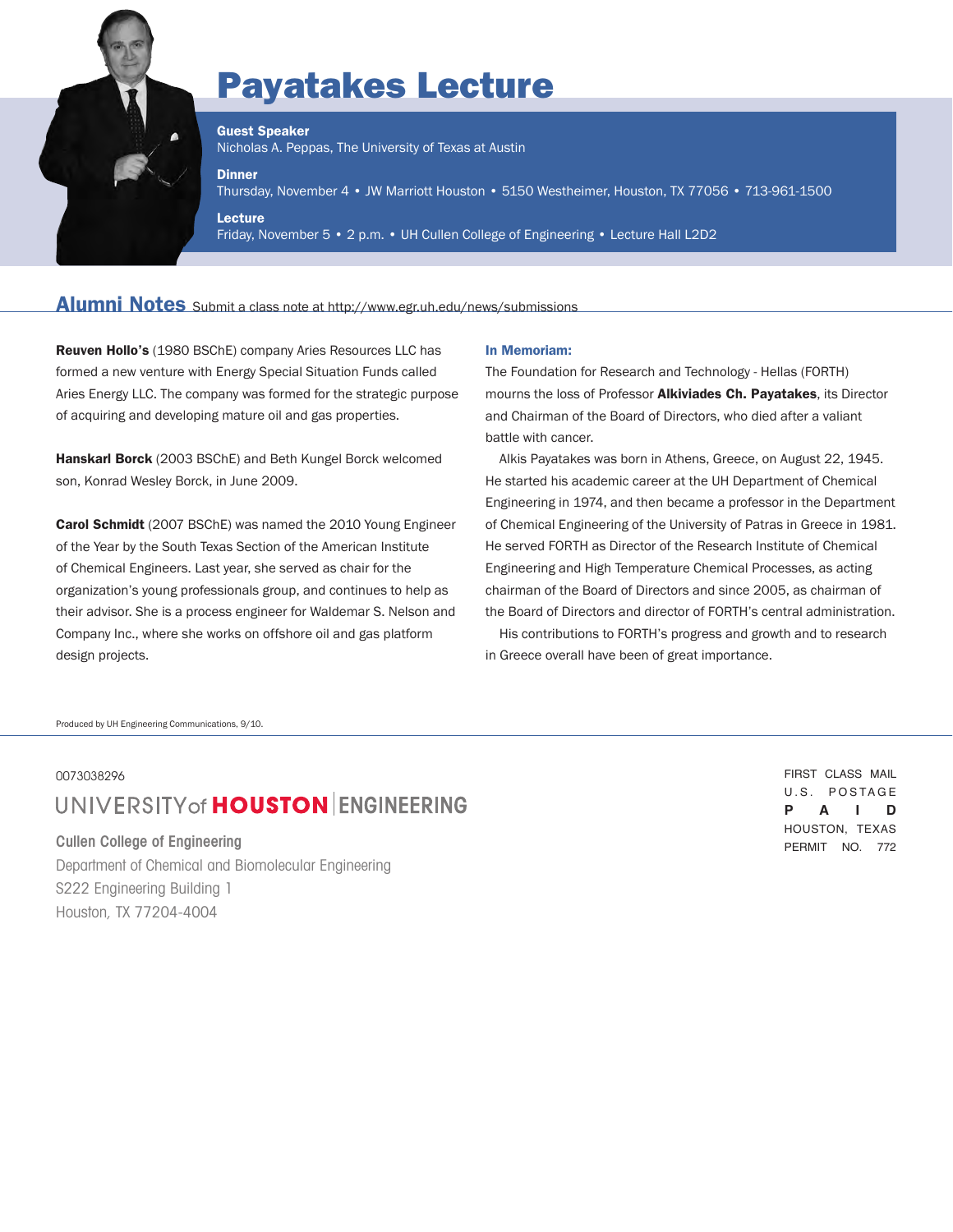# Payatakes Lecture

**Guest Speaker**
Nicholas A. Peppas, The University of Texas at Austin

**Dinner**
Thursday, November 4 • JW Marriott Houston • 5150 Westheimer, Houston, TX 77056 • 713-961-1500

**Lecture**
Friday, November 5 • 2 p.m. • UH Cullen College of Engineering • Lecture Hall L2D2

## Alumni Notes

Submit a class note at http://www.egr.uh.edu/news/submissions

**Reuven Hollo's** (1980 BSChE) company Aries Resources LLC has formed a new venture with Energy Special Situation Funds called Aries Energy LLC. The company was formed for the strategic purpose of acquiring and developing mature oil and gas properties.

**Hanskarl Borck** (2003 BSChE) and Beth Kungel Borck welcomed son, Konrad Wesley Borck, in June 2009.

**Carol Schmidt** (2007 BSChE) was named the 2010 Young Engineer of the Year by the South Texas Section of the American Institute of Chemical Engineers. Last year, she served as chair for the organization's young professionals group, and continues to help as their advisor. She is a process engineer for Waldemar S. Nelson and Company Inc., where she works on offshore oil and gas platform design projects.

### In Memoriam:

The Foundation for Research and Technology - Hellas (FORTH) mourns the loss of Professor **Alkiviades Ch. Payatakes**, its Director and Chairman of the Board of Directors, who died after a valiant battle with cancer.

Alkis Payatakes was born in Athens, Greece, on August 22, 1945. He started his academic career at the UH Department of Chemical Engineering in 1974, and then became a professor in the Department of Chemical Engineering of the University of Patras in Greece in 1981. He served FORTH as Director of the Research Institute of Chemical Engineering and High Temperature Chemical Processes, as acting chairman of the Board of Directors and since 2005, as chairman of the Board of Directors and director of FORTH's central administration.

His contributions to FORTH's progress and growth and to research in Greece overall have been of great importance.

Produced by UH Engineering Communications, 9/10.

0073038296

UNIVERSITY of HOUSTON | ENGINEERING

**Cullen College of Engineering**
Department of Chemical and Biomolecular Engineering
S222 Engineering Building 1
Houston, TX 77204-4004

FIRST CLASS MAIL
U.S. POSTAGE
**PAID**
HOUSTON, TEXAS
PERMIT NO. 772